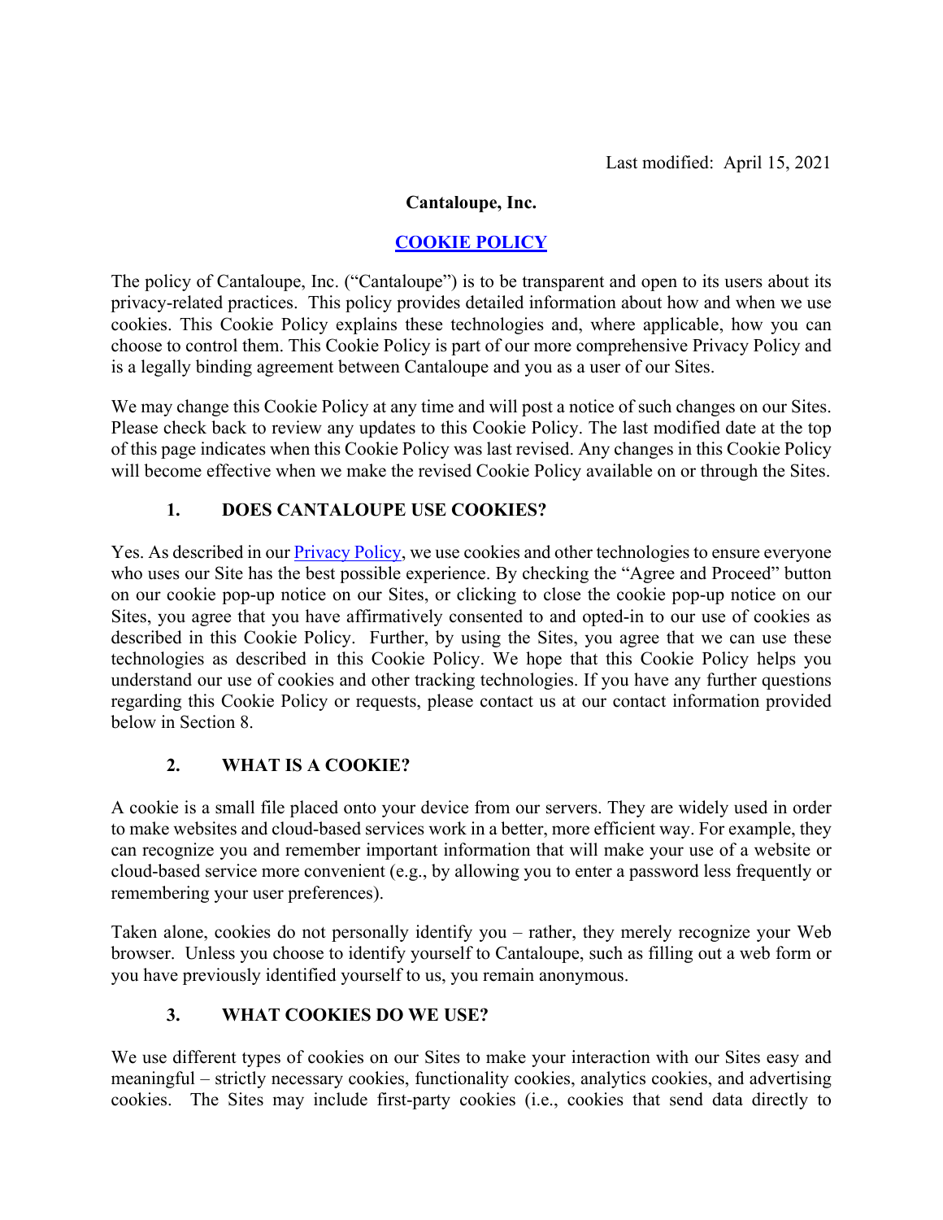Last modified: April 15, 2021

**Cantaloupe, Inc.**

# COOKIE POLICY

The policy of Cantaloupe, Inc. ("Cantaloupe") is to be transparent and open to its users about its privacy-related practices. This policy provides detailed information about how and when we use cookies. This Cookie Policy explains these technologies and, where applicable, how you can choose to control them. This Cookie Policy is part of our more comprehensive Privacy Policy and is a legally binding agreement between Cantaloupe and you as a user of our Sites.

We may change this Cookie Policy at any time and will post a notice of such changes on our Sites. Please check back to review any updates to this Cookie Policy. The last modified date at the top of this page indicates when this Cookie Policy was last revised. Any changes in this Cookie Policy will become effective when we make the revised Cookie Policy available on or through the Sites.

## 1. DOES CANTALOUPE USE COOKIES?

Yes. As described in our Privacy Policy, we use cookies and other technologies to ensure everyone who uses our Site has the best possible experience. By checking the "Agree and Proceed" button on our cookie pop-up notice on our Sites, or clicking to close the cookie pop-up notice on our Sites, you agree that you have affirmatively consented to and opted-in to our use of cookies as described in this Cookie Policy. Further, by using the Sites, you agree that we can use these technologies as described in this Cookie Policy. We hope that this Cookie Policy helps you understand our use of cookies and other tracking technologies. If you have any further questions regarding this Cookie Policy or requests, please contact us at our contact information provided below in Section 8.

## 2. WHAT IS A COOKIE?

A cookie is a small file placed onto your device from our servers. They are widely used in order to make websites and cloud-based services work in a better, more efficient way. For example, they can recognize you and remember important information that will make your use of a website or cloud-based service more convenient (e.g., by allowing you to enter a password less frequently or remembering your user preferences).

Taken alone, cookies do not personally identify you – rather, they merely recognize your Web browser. Unless you choose to identify yourself to Cantaloupe, such as filling out a web form or you have previously identified yourself to us, you remain anonymous.

## 3. WHAT COOKIES DO WE USE?

We use different types of cookies on our Sites to make your interaction with our Sites easy and meaningful – strictly necessary cookies, functionality cookies, analytics cookies, and advertising cookies. The Sites may include first-party cookies (i.e., cookies that send data directly to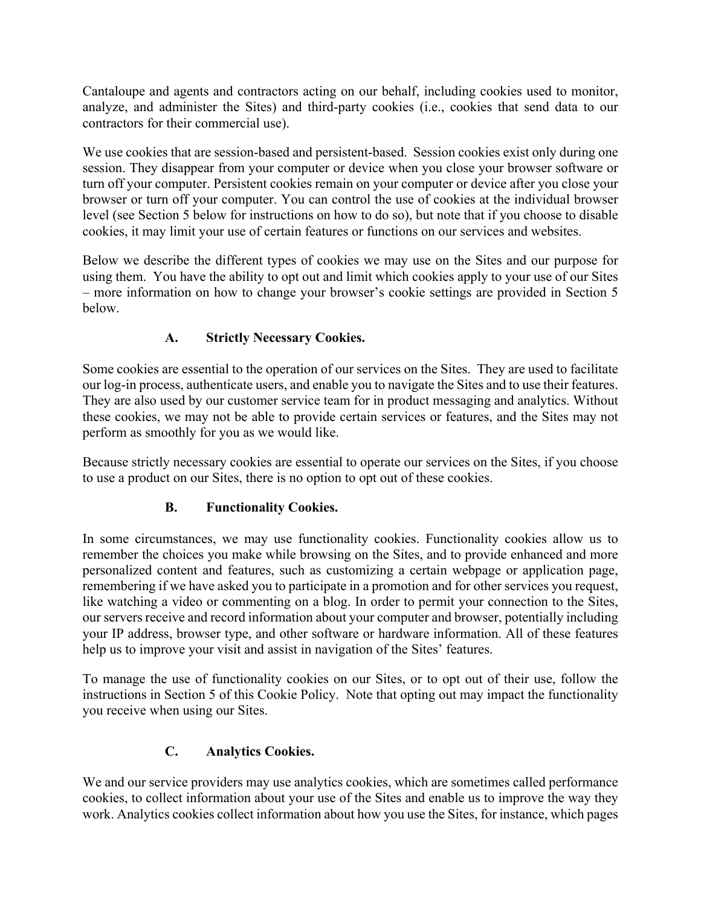Cantaloupe and agents and contractors acting on our behalf, including cookies used to monitor, analyze, and administer the Sites) and third-party cookies (i.e., cookies that send data to our contractors for their commercial use).

We use cookies that are session-based and persistent-based. Session cookies exist only during one session. They disappear from your computer or device when you close your browser software or turn off your computer. Persistent cookies remain on your computer or device after you close your browser or turn off your computer. You can control the use of cookies at the individual browser level (see Section 5 below for instructions on how to do so), but note that if you choose to disable cookies, it may limit your use of certain features or functions on our services and websites.

Below we describe the different types of cookies we may use on the Sites and our purpose for using them. You have the ability to opt out and limit which cookies apply to your use of our Sites – more information on how to change your browser's cookie settings are provided in Section 5 below.

### A. Strictly Necessary Cookies.

Some cookies are essential to the operation of our services on the Sites. They are used to facilitate our log-in process, authenticate users, and enable you to navigate the Sites and to use their features. They are also used by our customer service team for in product messaging and analytics. Without these cookies, we may not be able to provide certain services or features, and the Sites may not perform as smoothly for you as we would like.

Because strictly necessary cookies are essential to operate our services on the Sites, if you choose to use a product on our Sites, there is no option to opt out of these cookies.

### B. Functionality Cookies.

In some circumstances, we may use functionality cookies. Functionality cookies allow us to remember the choices you make while browsing on the Sites, and to provide enhanced and more personalized content and features, such as customizing a certain webpage or application page, remembering if we have asked you to participate in a promotion and for other services you request, like watching a video or commenting on a blog. In order to permit your connection to the Sites, our servers receive and record information about your computer and browser, potentially including your IP address, browser type, and other software or hardware information. All of these features help us to improve your visit and assist in navigation of the Sites' features.

To manage the use of functionality cookies on our Sites, or to opt out of their use, follow the instructions in Section 5 of this Cookie Policy. Note that opting out may impact the functionality you receive when using our Sites.

### C. Analytics Cookies.

We and our service providers may use analytics cookies, which are sometimes called performance cookies, to collect information about your use of the Sites and enable us to improve the way they work. Analytics cookies collect information about how you use the Sites, for instance, which pages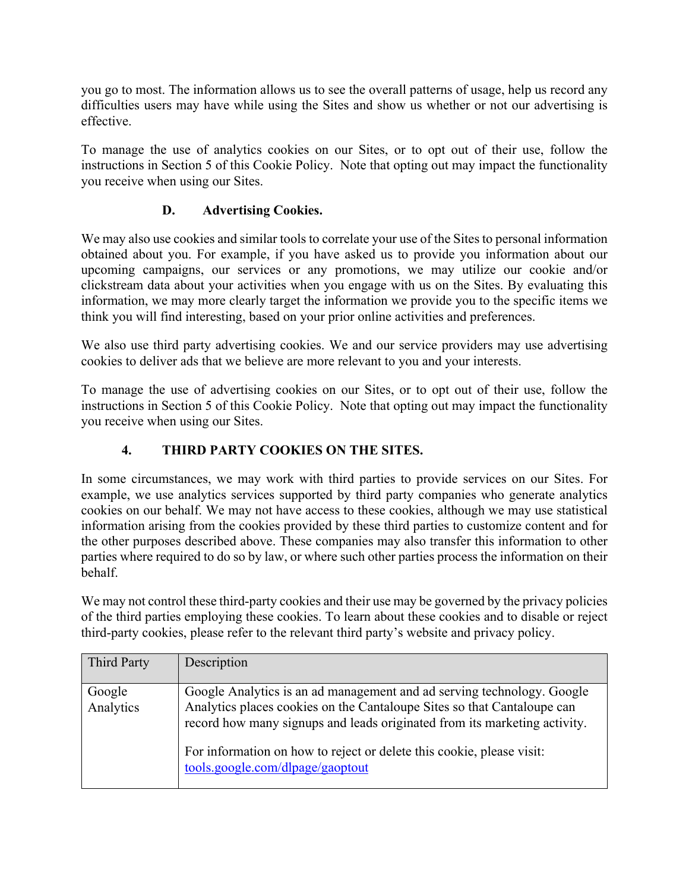you go to most. The information allows us to see the overall patterns of usage, help us record any difficulties users may have while using the Sites and show us whether or not our advertising is effective.

To manage the use of analytics cookies on our Sites, or to opt out of their use, follow the instructions in Section 5 of this Cookie Policy. Note that opting out may impact the functionality you receive when using our Sites.

### D. Advertising Cookies.

We may also use cookies and similar tools to correlate your use of the Sites to personal information obtained about you. For example, if you have asked us to provide you information about our upcoming campaigns, our services or any promotions, we may utilize our cookie and/or clickstream data about your activities when you engage with us on the Sites. By evaluating this information, we may more clearly target the information we provide you to the specific items we think you will find interesting, based on your prior online activities and preferences.

We also use third party advertising cookies. We and our service providers may use advertising cookies to deliver ads that we believe are more relevant to you and your interests.

To manage the use of advertising cookies on our Sites, or to opt out of their use, follow the instructions in Section 5 of this Cookie Policy. Note that opting out may impact the functionality you receive when using our Sites.

## 4. THIRD PARTY COOKIES ON THE SITES.

In some circumstances, we may work with third parties to provide services on our Sites. For example, we use analytics services supported by third party companies who generate analytics cookies on our behalf. We may not have access to these cookies, although we may use statistical information arising from the cookies provided by these third parties to customize content and for the other purposes described above. These companies may also transfer this information to other parties where required to do so by law, or where such other parties process the information on their behalf.

We may not control these third-party cookies and their use may be governed by the privacy policies of the third parties employing these cookies. To learn about these cookies and to disable or reject third-party cookies, please refer to the relevant third party's website and privacy policy.

| Third Party | Description |
|---|---|
| Google Analytics | Google Analytics is an ad management and ad serving technology. Google Analytics places cookies on the Cantaloupe Sites so that Cantaloupe can record how many signups and leads originated from its marketing activity.<br><br>For information on how to reject or delete this cookie, please visit: tools.google.com/dlpage/gaoptout |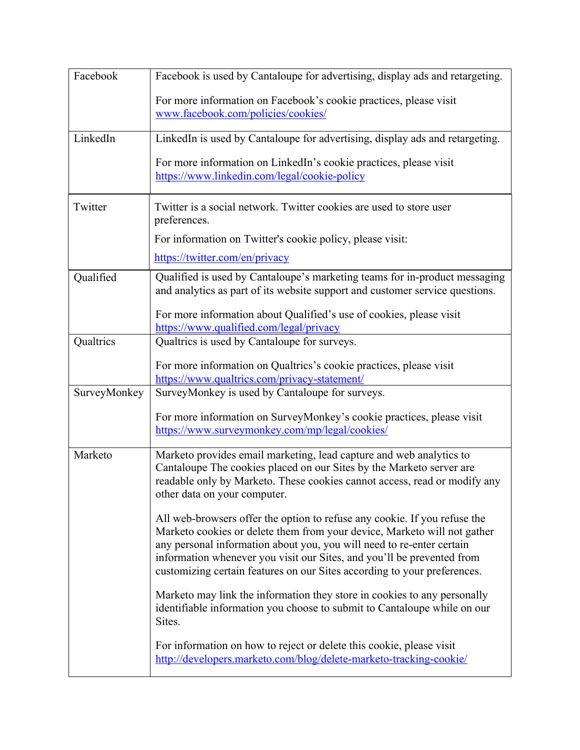| | |
|---|---|
| Facebook | Facebook is used by Cantaloupe for advertising, display ads and retargeting.<br><br>For more information on Facebook's cookie practices, please visit [www.facebook.com/policies/cookies/](http://www.facebook.com/policies/cookies/) |
| LinkedIn | LinkedIn is used by Cantaloupe for advertising, display ads and retargeting.<br><br>For more information on LinkedIn's cookie practices, please visit [https://www.linkedin.com/legal/cookie-policy](https://www.linkedin.com/legal/cookie-policy) |
| Twitter | Twitter is a social network. Twitter cookies are used to store user preferences.<br><br>For information on Twitter's cookie policy, please visit:<br><br>[https://twitter.com/en/privacy](https://twitter.com/en/privacy) |
| Qualified | Qualified is used by Cantaloupe's marketing teams for in-product messaging and analytics as part of its website support and customer service questions.<br><br>For more information about Qualified's use of cookies, please visit [https://www.qualified.com/legal/privacy](https://www.qualified.com/legal/privacy) |
| Qualtrics | Qualtrics is used by Cantaloupe for surveys.<br><br>For more information on Qualtrics's cookie practices, please visit [https://www.qualtrics.com/privacy-statement/](https://www.qualtrics.com/privacy-statement/) |
| SurveyMonkey | SurveyMonkey is used by Cantaloupe for surveys.<br><br>For more information on SurveyMonkey's cookie practices, please visit [https://www.surveymonkey.com/mp/legal/cookies/](https://www.surveymonkey.com/mp/legal/cookies/) |
| Marketo | Marketo provides email marketing, lead capture and web analytics to Cantaloupe The cookies placed on our Sites by the Marketo server are readable only by Marketo. These cookies cannot access, read or modify any other data on your computer.<br><br>All web-browsers offer the option to refuse any cookie. If you refuse the Marketo cookies or delete them from your device, Marketo will not gather any personal information about you, you will need to re-enter certain information whenever you visit our Sites, and you'll be prevented from customizing certain features on our Sites according to your preferences.<br><br>Marketo may link the information they store in cookies to any personally identifiable information you choose to submit to Cantaloupe while on our Sites.<br><br>For information on how to reject or delete this cookie, please visit [http://developers.marketo.com/blog/delete-marketo-tracking-cookie/](http://developers.marketo.com/blog/delete-marketo-tracking-cookie/) |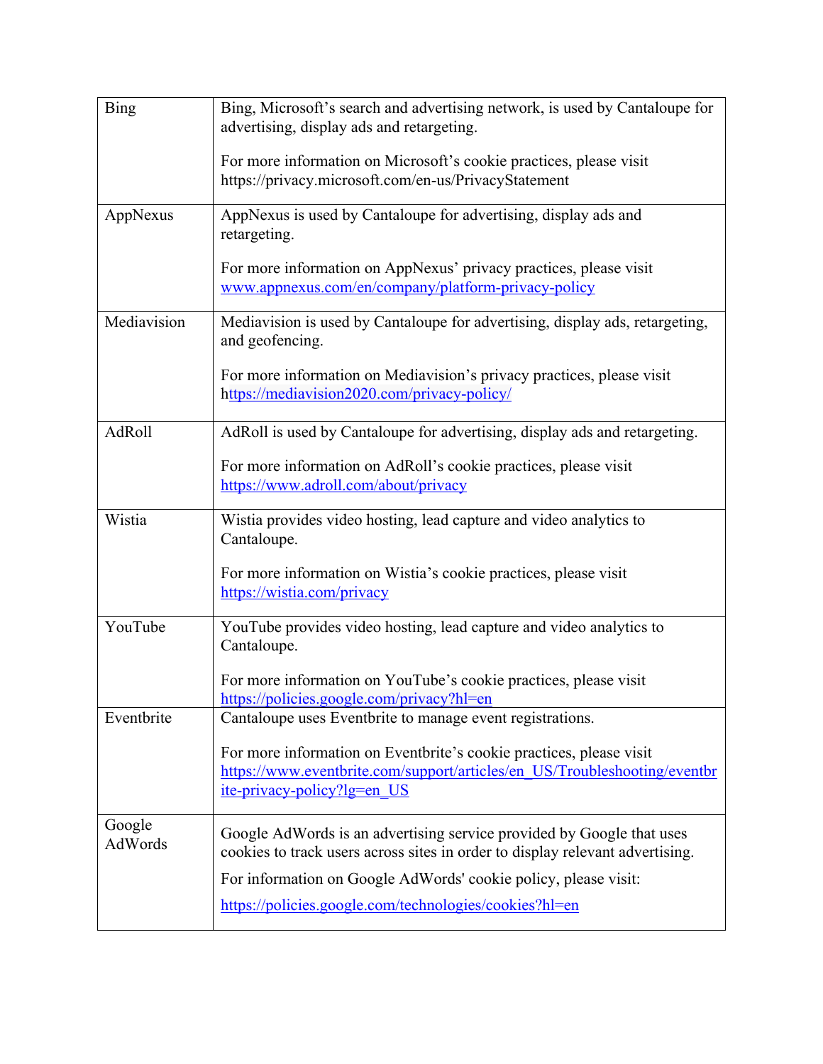| Bing | Bing, Microsoft's search and advertising network, is used by Cantaloupe for advertising, display ads and retargeting.<br><br>For more information on Microsoft's cookie practices, please visit https://privacy.microsoft.com/en-us/PrivacyStatement |
|---|---|
| AppNexus | AppNexus is used by Cantaloupe for advertising, display ads and retargeting.<br><br>For more information on AppNexus' privacy practices, please visit www.appnexus.com/en/company/platform-privacy-policy |
| Mediavision | Mediavision is used by Cantaloupe for advertising, display ads, retargeting, and geofencing.<br><br>For more information on Mediavision's privacy practices, please visit https://mediavision2020.com/privacy-policy/ |
| AdRoll | AdRoll is used by Cantaloupe for advertising, display ads and retargeting.<br><br>For more information on AdRoll's cookie practices, please visit https://www.adroll.com/about/privacy |
| Wistia | Wistia provides video hosting, lead capture and video analytics to Cantaloupe.<br><br>For more information on Wistia's cookie practices, please visit https://wistia.com/privacy |
| YouTube | YouTube provides video hosting, lead capture and video analytics to Cantaloupe.<br><br>For more information on YouTube's cookie practices, please visit https://policies.google.com/privacy?hl=en |
| Eventbrite | Cantaloupe uses Eventbrite to manage event registrations.<br><br>For more information on Eventbrite's cookie practices, please visit https://www.eventbrite.com/support/articles/en_US/Troubleshooting/eventbrite-privacy-policy?lg=en_US |
| Google AdWords | Google AdWords is an advertising service provided by Google that uses cookies to track users across sites in order to display relevant advertising.<br><br>For information on Google AdWords' cookie policy, please visit:<br><br>https://policies.google.com/technologies/cookies?hl=en |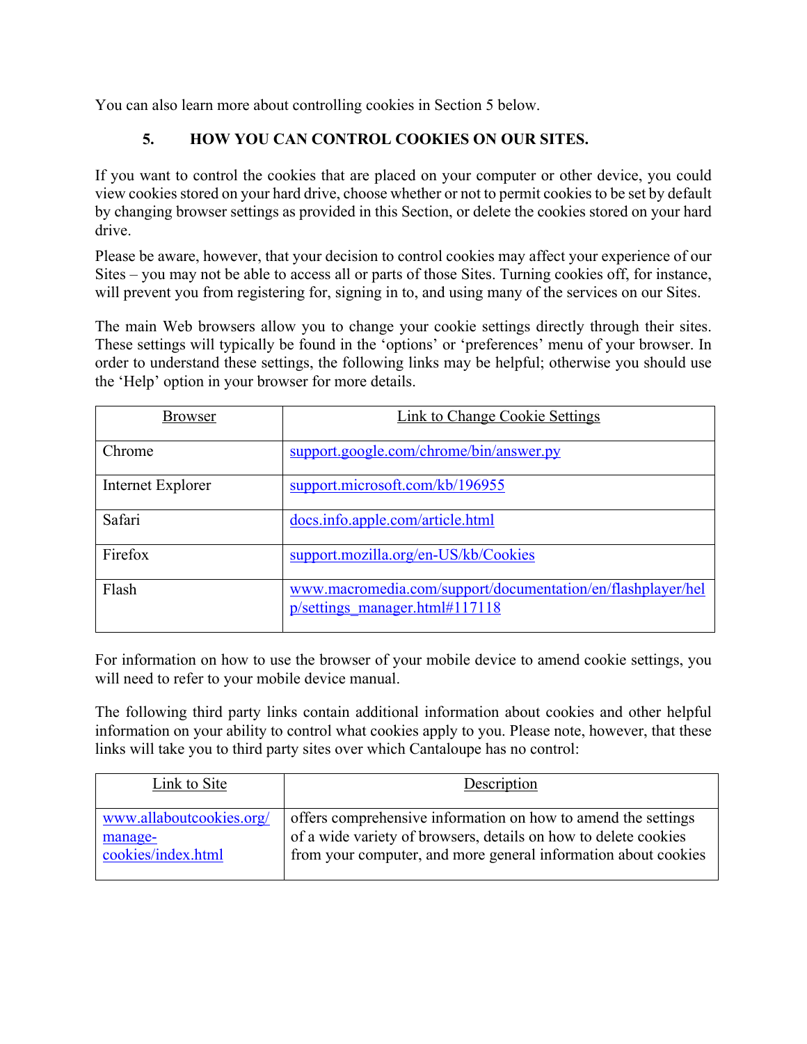You can also learn more about controlling cookies in Section 5 below.

## 5. HOW YOU CAN CONTROL COOKIES ON OUR SITES.

If you want to control the cookies that are placed on your computer or other device, you could view cookies stored on your hard drive, choose whether or not to permit cookies to be set by default by changing browser settings as provided in this Section, or delete the cookies stored on your hard drive.

Please be aware, however, that your decision to control cookies may affect your experience of our Sites – you may not be able to access all or parts of those Sites. Turning cookies off, for instance, will prevent you from registering for, signing in to, and using many of the services on our Sites.

The main Web browsers allow you to change your cookie settings directly through their sites. These settings will typically be found in the 'options' or 'preferences' menu of your browser. In order to understand these settings, the following links may be helpful; otherwise you should use the 'Help' option in your browser for more details.

| Browser | Link to Change Cookie Settings |
| --- | --- |
| Chrome | support.google.com/chrome/bin/answer.py |
| Internet Explorer | support.microsoft.com/kb/196955 |
| Safari | docs.info.apple.com/article.html |
| Firefox | support.mozilla.org/en-US/kb/Cookies |
| Flash | www.macromedia.com/support/documentation/en/flashplayer/help/settings_manager.html#117118 |

For information on how to use the browser of your mobile device to amend cookie settings, you will need to refer to your mobile device manual.

The following third party links contain additional information about cookies and other helpful information on your ability to control what cookies apply to you. Please note, however, that these links will take you to third party sites over which Cantaloupe has no control:

| Link to Site | Description |
| --- | --- |
| www.allaboutcookies.org/manage-cookies/index.html | offers comprehensive information on how to amend the settings of a wide variety of browsers, details on how to delete cookies from your computer, and more general information about cookies |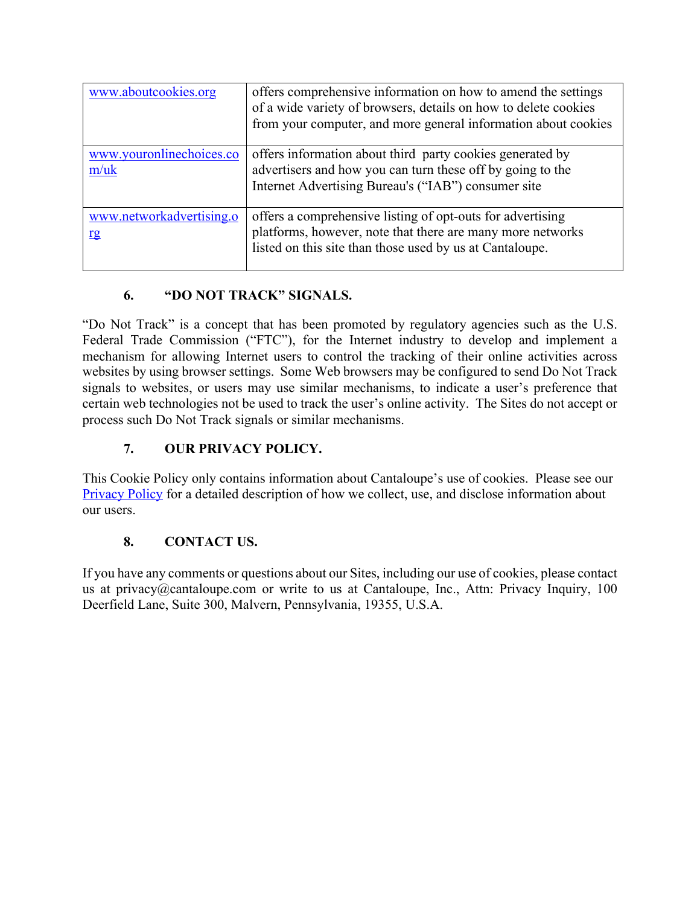| | |
|---|---|
| www.aboutcookies.org | offers comprehensive information on how to amend the settings of a wide variety of browsers, details on how to delete cookies from your computer, and more general information about cookies |
| www.youronlinechoices.com/uk | offers information about third party cookies generated by advertisers and how you can turn these off by going to the Internet Advertising Bureau's ("IAB") consumer site |
| www.networkadvertising.org | offers a comprehensive listing of opt-outs for advertising platforms, however, note that there are many more networks listed on this site than those used by us at Cantaloupe. |

### 6. "DO NOT TRACK" SIGNALS.

"Do Not Track" is a concept that has been promoted by regulatory agencies such as the U.S. Federal Trade Commission ("FTC"), for the Internet industry to develop and implement a mechanism for allowing Internet users to control the tracking of their online activities across websites by using browser settings. Some Web browsers may be configured to send Do Not Track signals to websites, or users may use similar mechanisms, to indicate a user's preference that certain web technologies not be used to track the user's online activity. The Sites do not accept or process such Do Not Track signals or similar mechanisms.

### 7. OUR PRIVACY POLICY.

This Cookie Policy only contains information about Cantaloupe's use of cookies. Please see our Privacy Policy for a detailed description of how we collect, use, and disclose information about our users.

### 8. CONTACT US.

If you have any comments or questions about our Sites, including our use of cookies, please contact us at privacy@cantaloupe.com or write to us at Cantaloupe, Inc., Attn: Privacy Inquiry, 100 Deerfield Lane, Suite 300, Malvern, Pennsylvania, 19355, U.S.A.